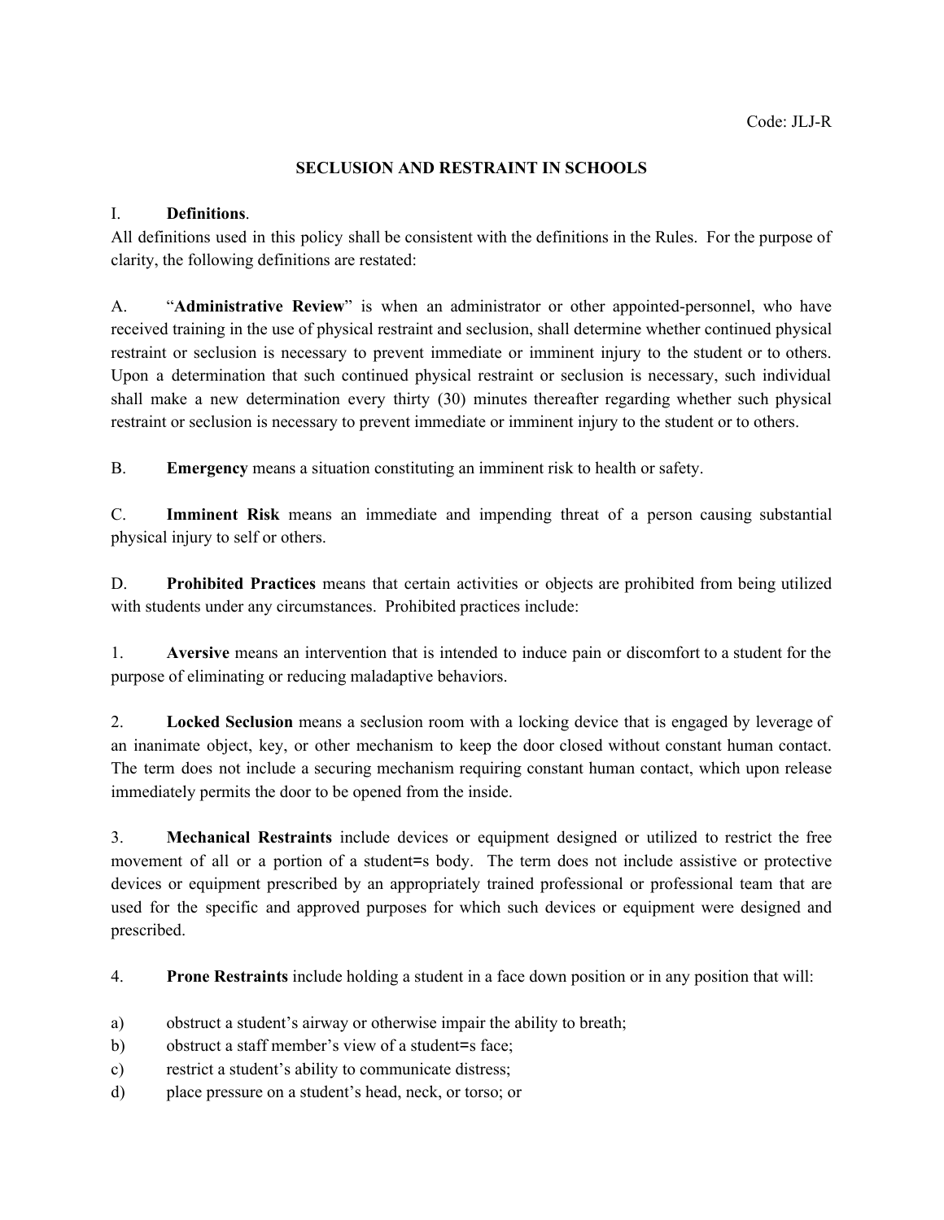Code: JLJ-R

# SECLUSION AND RESTRAINT IN SCHOOLS

## I. Definitions.

All definitions used in this policy shall be consistent with the definitions in the Rules. For the purpose of clarity, the following definitions are restated:

A. "**Administrative Review**" is when an administrator or other appointed-personnel, who have received training in the use of physical restraint and seclusion, shall determine whether continued physical restraint or seclusion is necessary to prevent immediate or imminent injury to the student or to others. Upon a determination that such continued physical restraint or seclusion is necessary, such individual shall make a new determination every thirty (30) minutes thereafter regarding whether such physical restraint or seclusion is necessary to prevent immediate or imminent injury to the student or to others.

B. **Emergency** means a situation constituting an imminent risk to health or safety.

C. **Imminent Risk** means an immediate and impending threat of a person causing substantial physical injury to self or others.

D. **Prohibited Practices** means that certain activities or objects are prohibited from being utilized with students under any circumstances. Prohibited practices include:

1. **Aversive** means an intervention that is intended to induce pain or discomfort to a student for the purpose of eliminating or reducing maladaptive behaviors.

2. **Locked Seclusion** means a seclusion room with a locking device that is engaged by leverage of an inanimate object, key, or other mechanism to keep the door closed without constant human contact. The term does not include a securing mechanism requiring constant human contact, which upon release immediately permits the door to be opened from the inside.

3. **Mechanical Restraints** include devices or equipment designed or utilized to restrict the free movement of all or a portion of a student=s body. The term does not include assistive or protective devices or equipment prescribed by an appropriately trained professional or professional team that are used for the specific and approved purposes for which such devices or equipment were designed and prescribed.

4. **Prone Restraints** include holding a student in a face down position or in any position that will:

a) obstruct a student's airway or otherwise impair the ability to breath;
b) obstruct a staff member's view of a student=s face;
c) restrict a student's ability to communicate distress;
d) place pressure on a student's head, neck, or torso; or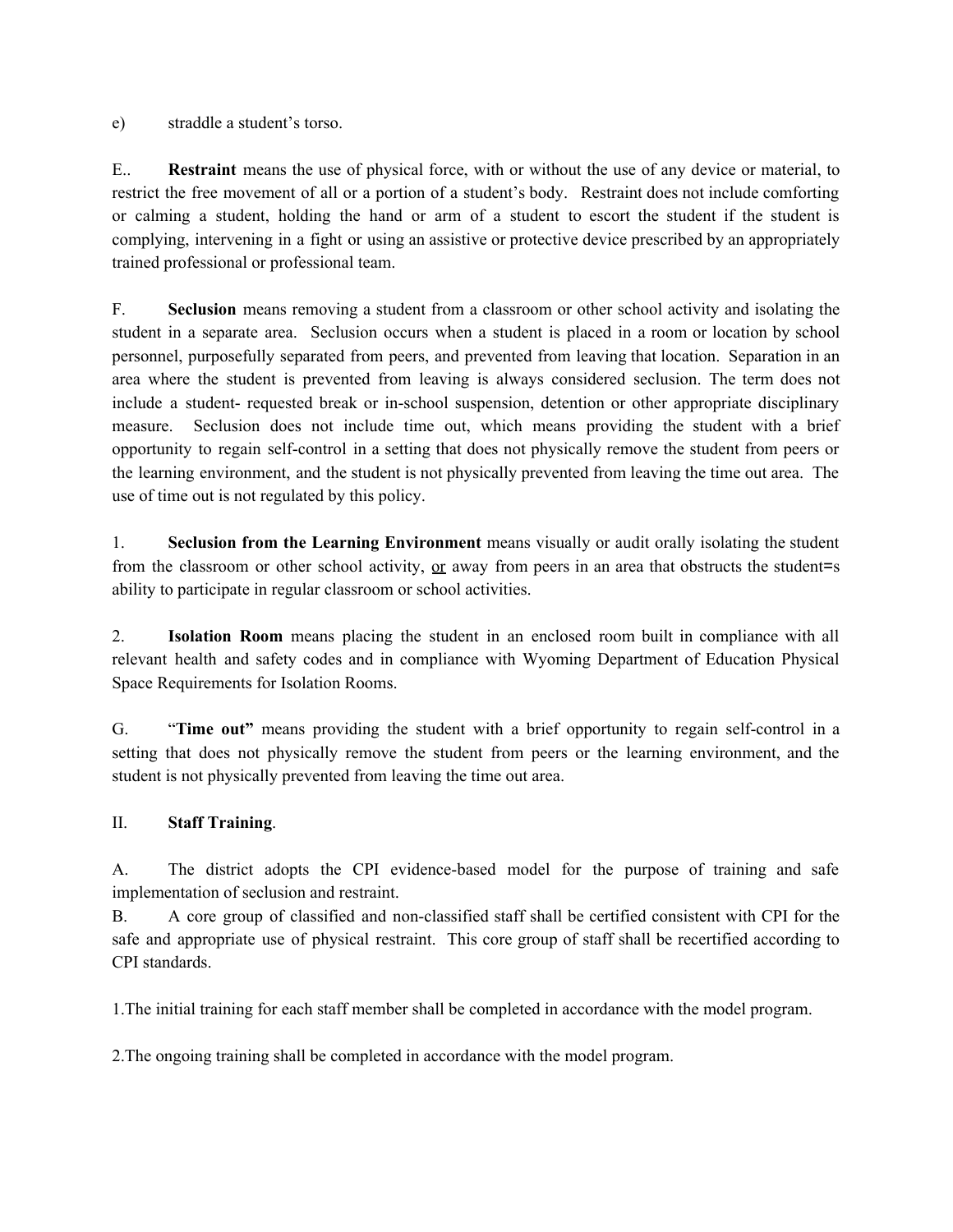e) straddle a student's torso.

E.. **Restraint** means the use of physical force, with or without the use of any device or material, to restrict the free movement of all or a portion of a student's body. Restraint does not include comforting or calming a student, holding the hand or arm of a student to escort the student if the student is complying, intervening in a fight or using an assistive or protective device prescribed by an appropriately trained professional or professional team.

F. **Seclusion** means removing a student from a classroom or other school activity and isolating the student in a separate area. Seclusion occurs when a student is placed in a room or location by school personnel, purposefully separated from peers, and prevented from leaving that location. Separation in an area where the student is prevented from leaving is always considered seclusion. The term does not include a student- requested break or in-school suspension, detention or other appropriate disciplinary measure. Seclusion does not include time out, which means providing the student with a brief opportunity to regain self-control in a setting that does not physically remove the student from peers or the learning environment, and the student is not physically prevented from leaving the time out area. The use of time out is not regulated by this policy.

1. **Seclusion from the Learning Environment** means visually or audit orally isolating the student from the classroom or other school activity, <u>or</u> away from peers in an area that obstructs the student=s ability to participate in regular classroom or school activities.

2. **Isolation Room** means placing the student in an enclosed room built in compliance with all relevant health and safety codes and in compliance with Wyoming Department of Education Physical Space Requirements for Isolation Rooms.

G. "**Time out"** means providing the student with a brief opportunity to regain self-control in a setting that does not physically remove the student from peers or the learning environment, and the student is not physically prevented from leaving the time out area.

II. **Staff Training**.

A. The district adopts the CPI evidence-based model for the purpose of training and safe implementation of seclusion and restraint.

B. A core group of classified and non-classified staff shall be certified consistent with CPI for the safe and appropriate use of physical restraint. This core group of staff shall be recertified according to CPI standards.

1.The initial training for each staff member shall be completed in accordance with the model program.

2.The ongoing training shall be completed in accordance with the model program.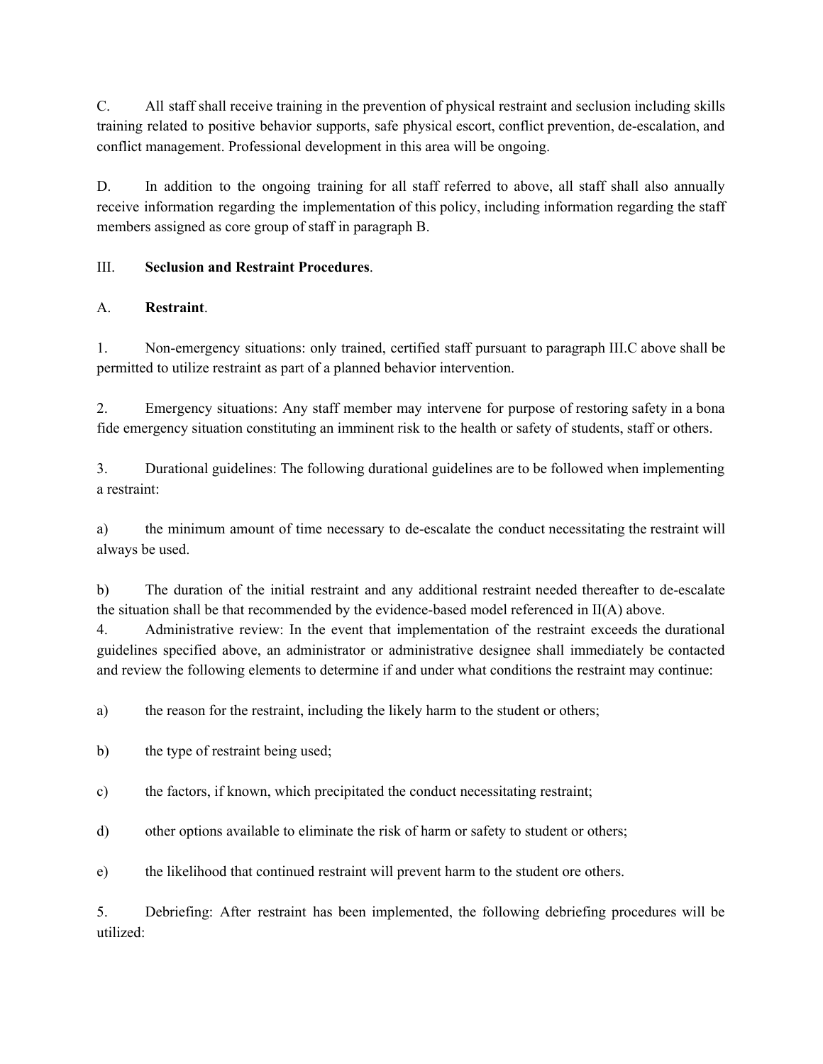C. All staff shall receive training in the prevention of physical restraint and seclusion including skills training related to positive behavior supports, safe physical escort, conflict prevention, de-escalation, and conflict management. Professional development in this area will be ongoing.

D. In addition to the ongoing training for all staff referred to above, all staff shall also annually receive information regarding the implementation of this policy, including information regarding the staff members assigned as core group of staff in paragraph B.

III. **Seclusion and Restraint Procedures**.

A. **Restraint**.

1. Non-emergency situations: only trained, certified staff pursuant to paragraph III.C above shall be permitted to utilize restraint as part of a planned behavior intervention.

2. Emergency situations: Any staff member may intervene for purpose of restoring safety in a bona fide emergency situation constituting an imminent risk to the health or safety of students, staff or others.

3. Durational guidelines: The following durational guidelines are to be followed when implementing a restraint:

a) the minimum amount of time necessary to de-escalate the conduct necessitating the restraint will always be used.

b) The duration of the initial restraint and any additional restraint needed thereafter to de-escalate the situation shall be that recommended by the evidence-based model referenced in II(A) above.

4. Administrative review: In the event that implementation of the restraint exceeds the durational guidelines specified above, an administrator or administrative designee shall immediately be contacted and review the following elements to determine if and under what conditions the restraint may continue:

a) the reason for the restraint, including the likely harm to the student or others;

b) the type of restraint being used;

c) the factors, if known, which precipitated the conduct necessitating restraint;

d) other options available to eliminate the risk of harm or safety to student or others;

e) the likelihood that continued restraint will prevent harm to the student ore others.

5. Debriefing: After restraint has been implemented, the following debriefing procedures will be utilized: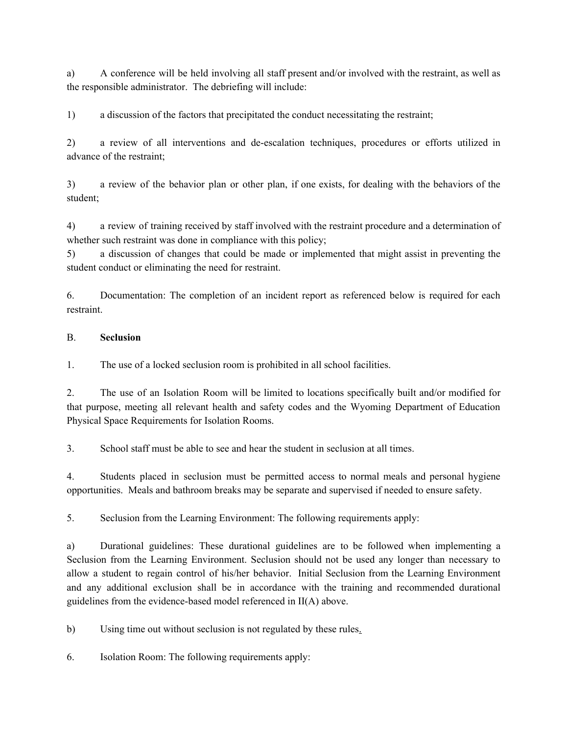a) A conference will be held involving all staff present and/or involved with the restraint, as well as the responsible administrator. The debriefing will include:

1) a discussion of the factors that precipitated the conduct necessitating the restraint;

2) a review of all interventions and de-escalation techniques, procedures or efforts utilized in advance of the restraint;

3) a review of the behavior plan or other plan, if one exists, for dealing with the behaviors of the student;

4) a review of training received by staff involved with the restraint procedure and a determination of whether such restraint was done in compliance with this policy;

5) a discussion of changes that could be made or implemented that might assist in preventing the student conduct or eliminating the need for restraint.

6. Documentation: The completion of an incident report as referenced below is required for each restraint.

B. **Seclusion**

1. The use of a locked seclusion room is prohibited in all school facilities.

2. The use of an Isolation Room will be limited to locations specifically built and/or modified for that purpose, meeting all relevant health and safety codes and the Wyoming Department of Education Physical Space Requirements for Isolation Rooms.

3. School staff must be able to see and hear the student in seclusion at all times.

4. Students placed in seclusion must be permitted access to normal meals and personal hygiene opportunities. Meals and bathroom breaks may be separate and supervised if needed to ensure safety.

5. Seclusion from the Learning Environment: The following requirements apply:

a) Durational guidelines: These durational guidelines are to be followed when implementing a Seclusion from the Learning Environment. Seclusion should not be used any longer than necessary to allow a student to regain control of his/her behavior. Initial Seclusion from the Learning Environment and any additional exclusion shall be in accordance with the training and recommended durational guidelines from the evidence-based model referenced in II(A) above.

b) Using time out without seclusion is not regulated by these rules.

6. Isolation Room: The following requirements apply: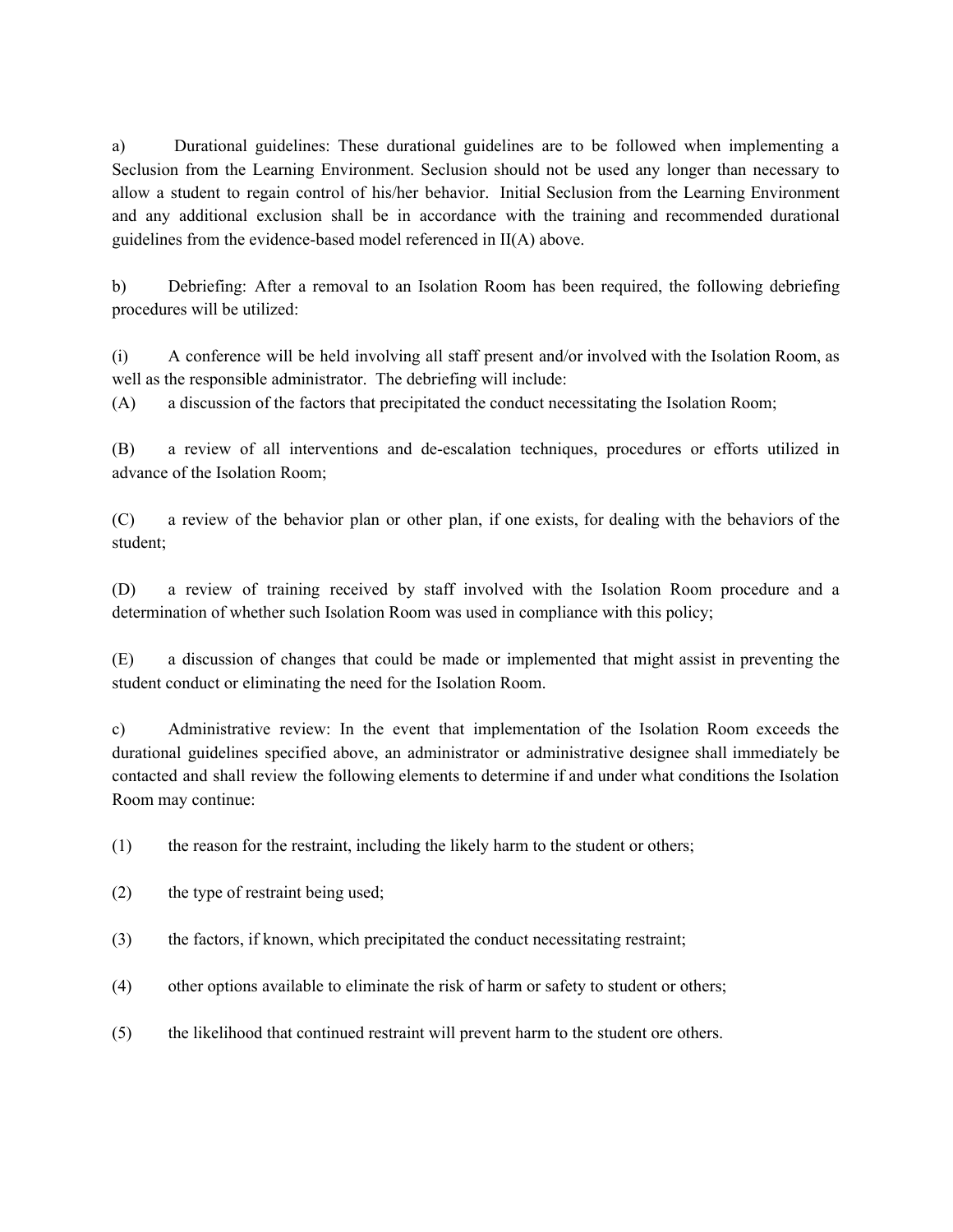a) Durational guidelines: These durational guidelines are to be followed when implementing a Seclusion from the Learning Environment. Seclusion should not be used any longer than necessary to allow a student to regain control of his/her behavior. Initial Seclusion from the Learning Environment and any additional exclusion shall be in accordance with the training and recommended durational guidelines from the evidence-based model referenced in II(A) above.

b) Debriefing: After a removal to an Isolation Room has been required, the following debriefing procedures will be utilized:

(i) A conference will be held involving all staff present and/or involved with the Isolation Room, as well as the responsible administrator. The debriefing will include:

(A) a discussion of the factors that precipitated the conduct necessitating the Isolation Room;

(B) a review of all interventions and de-escalation techniques, procedures or efforts utilized in advance of the Isolation Room;

(C) a review of the behavior plan or other plan, if one exists, for dealing with the behaviors of the student;

(D) a review of training received by staff involved with the Isolation Room procedure and a determination of whether such Isolation Room was used in compliance with this policy;

(E) a discussion of changes that could be made or implemented that might assist in preventing the student conduct or eliminating the need for the Isolation Room.

c) Administrative review: In the event that implementation of the Isolation Room exceeds the durational guidelines specified above, an administrator or administrative designee shall immediately be contacted and shall review the following elements to determine if and under what conditions the Isolation Room may continue:

(1) the reason for the restraint, including the likely harm to the student or others;

(2) the type of restraint being used;

(3) the factors, if known, which precipitated the conduct necessitating restraint;

(4) other options available to eliminate the risk of harm or safety to student or others;

(5) the likelihood that continued restraint will prevent harm to the student ore others.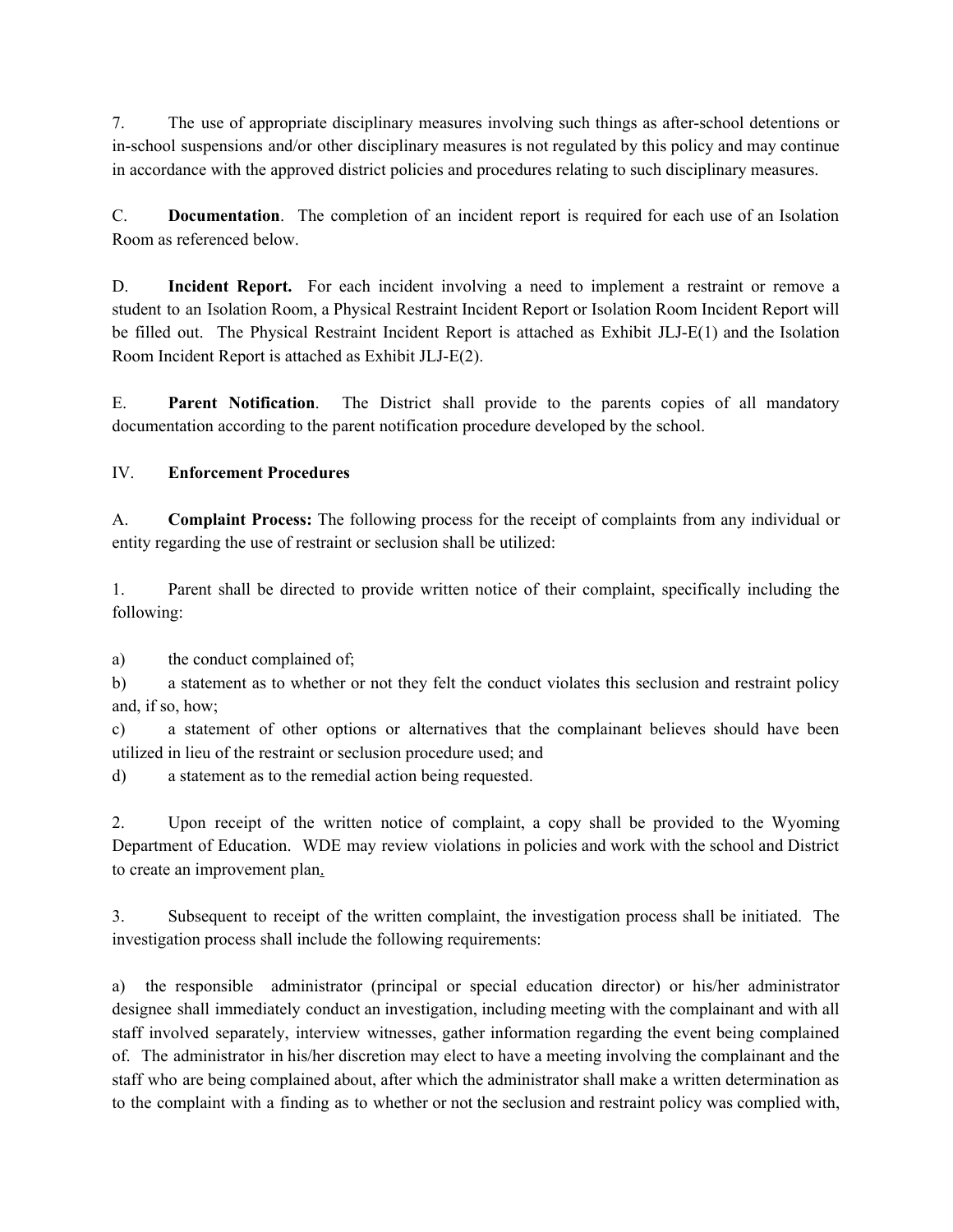7. The use of appropriate disciplinary measures involving such things as after-school detentions or in-school suspensions and/or other disciplinary measures is not regulated by this policy and may continue in accordance with the approved district policies and procedures relating to such disciplinary measures.

C. **Documentation**. The completion of an incident report is required for each use of an Isolation Room as referenced below.

D. **Incident Report.** For each incident involving a need to implement a restraint or remove a student to an Isolation Room, a Physical Restraint Incident Report or Isolation Room Incident Report will be filled out. The Physical Restraint Incident Report is attached as Exhibit JLJ-E(1) and the Isolation Room Incident Report is attached as Exhibit JLJ-E(2).

E. **Parent Notification**. The District shall provide to the parents copies of all mandatory documentation according to the parent notification procedure developed by the school.

IV. **Enforcement Procedures**

A. **Complaint Process:** The following process for the receipt of complaints from any individual or entity regarding the use of restraint or seclusion shall be utilized:

1. Parent shall be directed to provide written notice of their complaint, specifically including the following:

a) the conduct complained of;
b) a statement as to whether or not they felt the conduct violates this seclusion and restraint policy and, if so, how;
c) a statement of other options or alternatives that the complainant believes should have been utilized in lieu of the restraint or seclusion procedure used; and
d) a statement as to the remedial action being requested.

2. Upon receipt of the written notice of complaint, a copy shall be provided to the Wyoming Department of Education. WDE may review violations in policies and work with the school and District to create an improvement plan.

3. Subsequent to receipt of the written complaint, the investigation process shall be initiated. The investigation process shall include the following requirements:

a) the responsible administrator (principal or special education director) or his/her administrator designee shall immediately conduct an investigation, including meeting with the complainant and with all staff involved separately, interview witnesses, gather information regarding the event being complained of. The administrator in his/her discretion may elect to have a meeting involving the complainant and the staff who are being complained about, after which the administrator shall make a written determination as to the complaint with a finding as to whether or not the seclusion and restraint policy was complied with,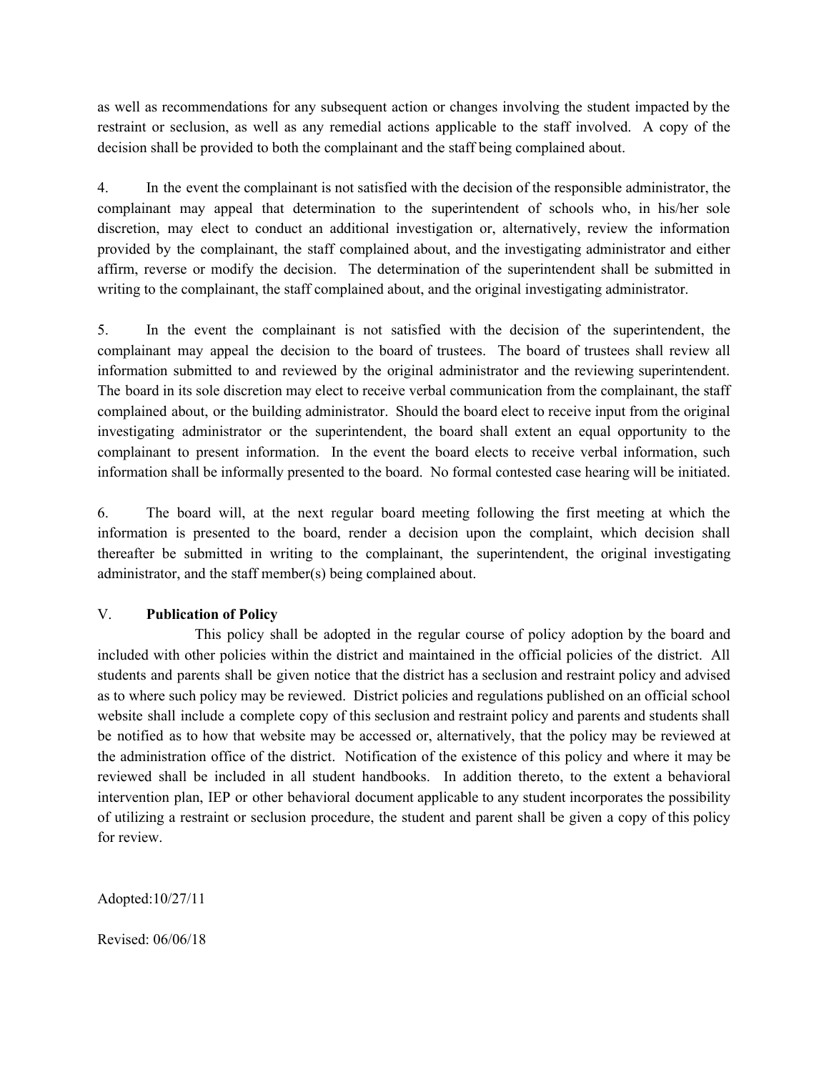as well as recommendations for any subsequent action or changes involving the student impacted by the restraint or seclusion, as well as any remedial actions applicable to the staff involved. A copy of the decision shall be provided to both the complainant and the staff being complained about.

4. In the event the complainant is not satisfied with the decision of the responsible administrator, the complainant may appeal that determination to the superintendent of schools who, in his/her sole discretion, may elect to conduct an additional investigation or, alternatively, review the information provided by the complainant, the staff complained about, and the investigating administrator and either affirm, reverse or modify the decision. The determination of the superintendent shall be submitted in writing to the complainant, the staff complained about, and the original investigating administrator.

5. In the event the complainant is not satisfied with the decision of the superintendent, the complainant may appeal the decision to the board of trustees. The board of trustees shall review all information submitted to and reviewed by the original administrator and the reviewing superintendent. The board in its sole discretion may elect to receive verbal communication from the complainant, the staff complained about, or the building administrator. Should the board elect to receive input from the original investigating administrator or the superintendent, the board shall extent an equal opportunity to the complainant to present information. In the event the board elects to receive verbal information, such information shall be informally presented to the board. No formal contested case hearing will be initiated.

6. The board will, at the next regular board meeting following the first meeting at which the information is presented to the board, render a decision upon the complaint, which decision shall thereafter be submitted in writing to the complainant, the superintendent, the original investigating administrator, and the staff member(s) being complained about.

## V. **Publication of Policy**

This policy shall be adopted in the regular course of policy adoption by the board and included with other policies within the district and maintained in the official policies of the district. All students and parents shall be given notice that the district has a seclusion and restraint policy and advised as to where such policy may be reviewed. District policies and regulations published on an official school website shall include a complete copy of this seclusion and restraint policy and parents and students shall be notified as to how that website may be accessed or, alternatively, that the policy may be reviewed at the administration office of the district. Notification of the existence of this policy and where it may be reviewed shall be included in all student handbooks. In addition thereto, to the extent a behavioral intervention plan, IEP or other behavioral document applicable to any student incorporates the possibility of utilizing a restraint or seclusion procedure, the student and parent shall be given a copy of this policy for review.

Adopted:10/27/11

Revised: 06/06/18